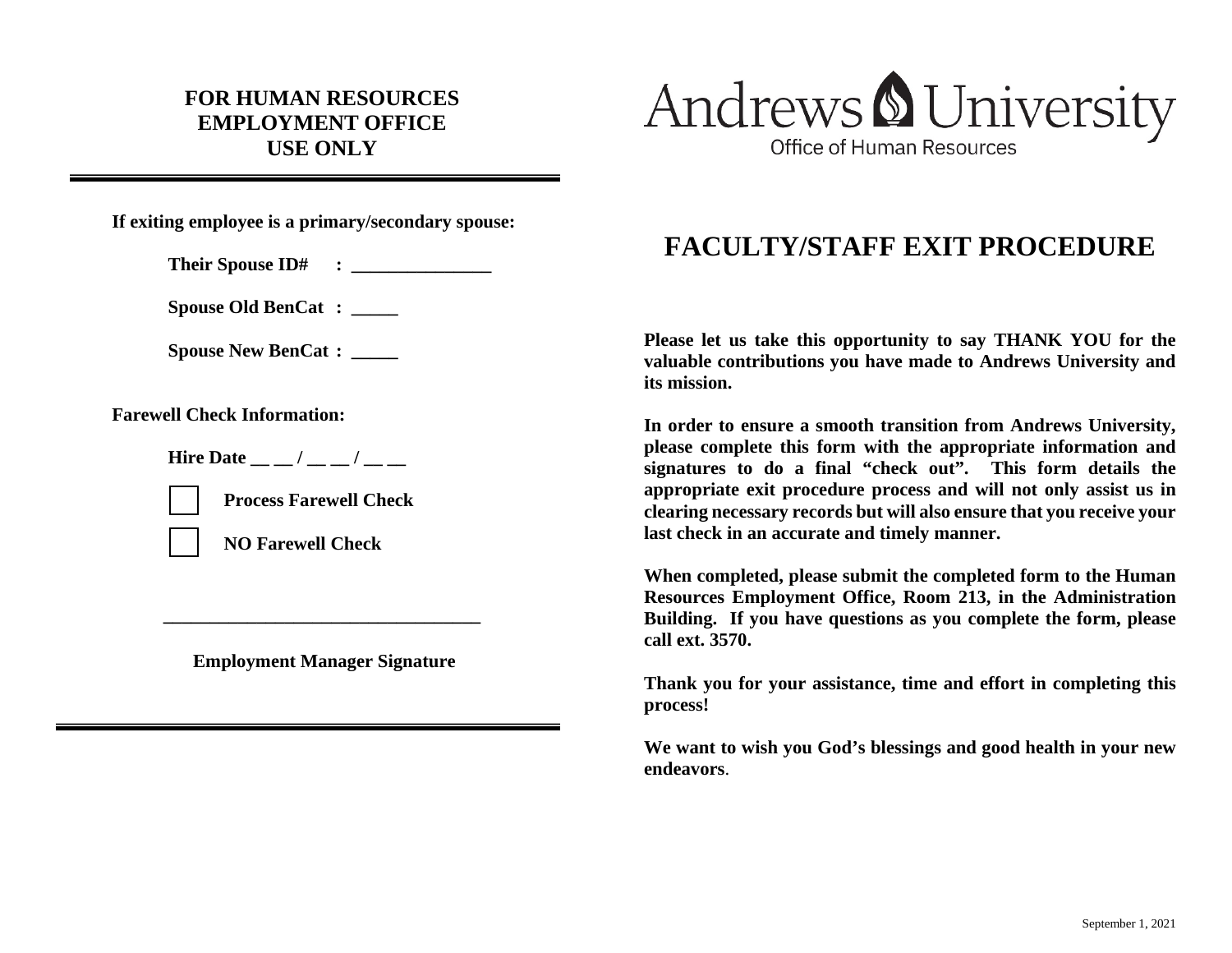**FOR HUMAN RESOURCES**
**EMPLOYMENT OFFICE**
**USE ONLY**

---

**If exiting employee is a primary/secondary spouse:**

**Their Spouse ID# : _______________**

**Spouse Old BenCat : _____**

**Spouse New BenCat : _____**

**Farewell Check Information:**

**Hire Date __ __ / __ __ / __ __**

☐ **Process Farewell Check**

☐ **NO Farewell Check**

__________________________________

**Employment Manager Signature**

---

Andrews University
Office of Human Resources

# FACULTY/STAFF EXIT PROCEDURE

**Please let us take this opportunity to say THANK YOU for the valuable contributions you have made to Andrews University and its mission.**

**In order to ensure a smooth transition from Andrews University, please complete this form with the appropriate information and signatures to do a final "check out". This form details the appropriate exit procedure process and will not only assist us in clearing necessary records but will also ensure that you receive your last check in an accurate and timely manner.**

**When completed, please submit the completed form to the Human Resources Employment Office, Room 213, in the Administration Building. If you have questions as you complete the form, please call ext. 3570.**

**Thank you for your assistance, time and effort in completing this process!**

**We want to wish you God's blessings and good health in your new endeavors**.

September 1, 2021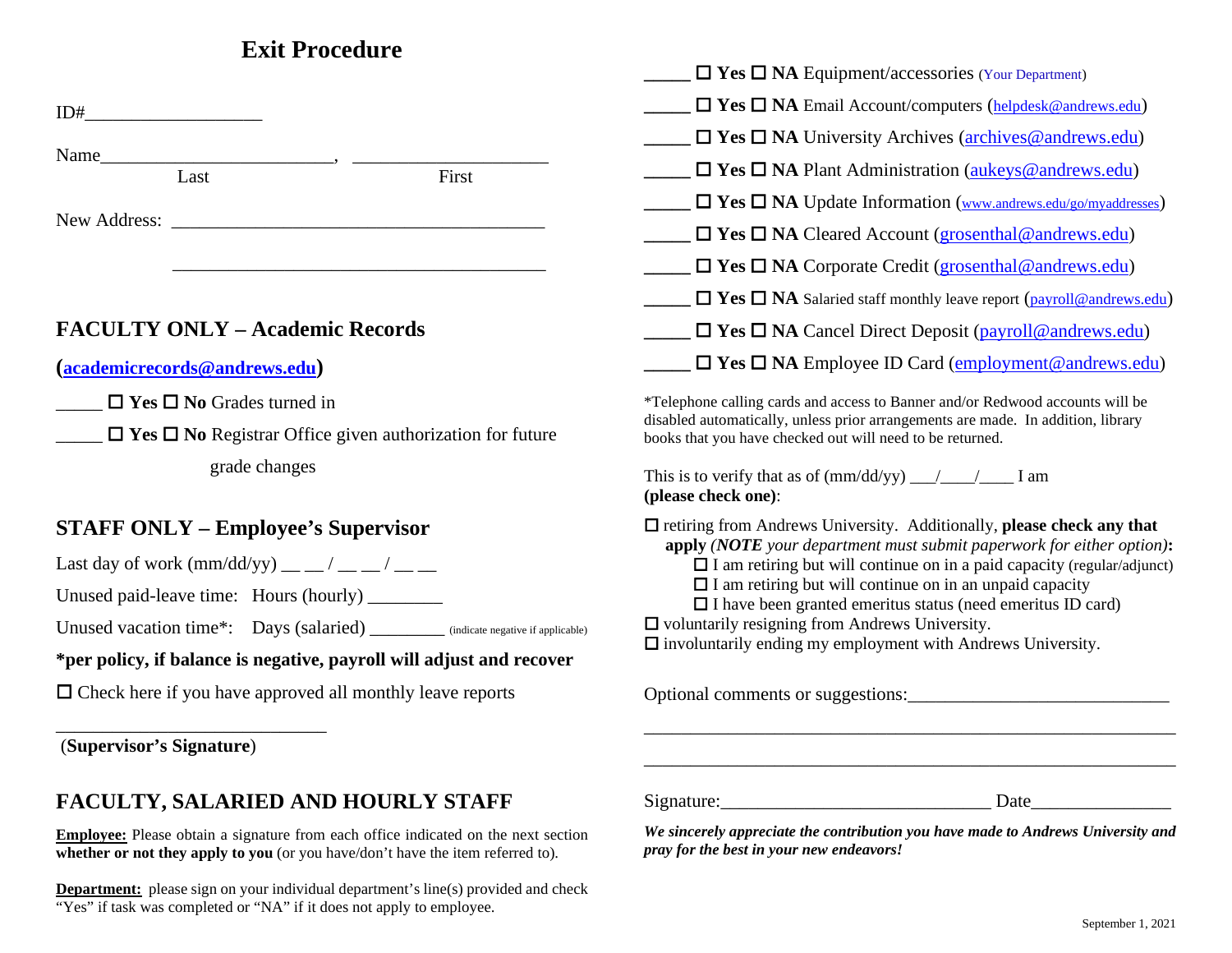# Exit Procedure

ID#___________________

Name________________________, ____________________
Last First

New Address: ________________________________________

________________________________________

## FACULTY ONLY – Academic Records

**(academicrecords@andrews.edu)**

_____ ☐ **Yes** ☐ **No** Grades turned in

_____ ☐ **Yes** ☐ **No** Registrar Office given authorization for future grade changes

## STAFF ONLY – Employee's Supervisor

Last day of work (mm/dd/yy) __ __ / __ __ / __ __

Unused paid-leave time: Hours (hourly) ________

Unused vacation time*: Days (salaried) ________ (indicate negative if applicable)

**\*per policy, if balance is negative, payroll will adjust and recover**

☐ Check here if you have approved all monthly leave reports

____________________________
(**Supervisor's Signature**)

## FACULTY, SALARIED AND HOURLY STAFF

**Employee:** Please obtain a signature from each office indicated on the next section **whether or not they apply to you** (or you have/don't have the item referred to).

**Department:** please sign on your individual department's line(s) provided and check "Yes" if task was completed or "NA" if it does not apply to employee.

_____ ☐ **Yes** ☐ **NA** Equipment/accessories (Your Department)

_____ ☐ **Yes** ☐ **NA** Email Account/computers (helpdesk@andrews.edu)

_____ ☐ **Yes** ☐ **NA** University Archives (archives@andrews.edu)

_____ ☐ **Yes** ☐ **NA** Plant Administration (aukeys@andrews.edu)

_____ ☐ **Yes** ☐ **NA** Update Information (www.andrews.edu/go/myaddresses)

_____ ☐ **Yes** ☐ **NA** Cleared Account (grosenthal@andrews.edu)

_____ ☐ **Yes** ☐ **NA** Corporate Credit (grosenthal@andrews.edu)

_____ ☐ **Yes** ☐ **NA** Salaried staff monthly leave report (payroll@andrews.edu)

_____ ☐ **Yes** ☐ **NA** Cancel Direct Deposit (payroll@andrews.edu)

_____ ☐ **Yes** ☐ **NA** Employee ID Card (employment@andrews.edu)

*Telephone calling cards and access to Banner and/or Redwood accounts will be disabled automatically, unless prior arrangements are made. In addition, library books that you have checked out will need to be returned.

This is to verify that as of (mm/dd/yy) ___/____/____ I am **(please check one)**:

☐ retiring from Andrews University. Additionally, **please check any that apply** *(**NOTE** your department must submit paperwork for either option)***:**
- ☐ I am retiring but will continue on in a paid capacity (regular/adjunct)
- ☐ I am retiring but will continue on in an unpaid capacity
- ☐ I have been granted emeritus status (need emeritus ID card)

☐ voluntarily resigning from Andrews University.

☐ involuntarily ending my employment with Andrews University.

Optional comments or suggestions:____________________________

____________________________________________________________

____________________________________________________________

Signature:_____________________________ Date_______________

***We sincerely appreciate the contribution you have made to Andrews University and pray for the best in your new endeavors!***

September 1, 2021